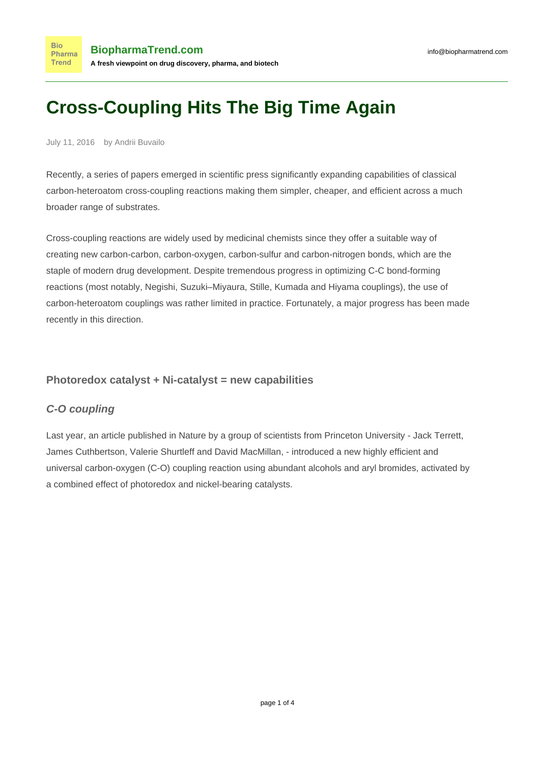# Cross-Coupling Hits The Big Time Again

July 11, 2016 by Andrii Buvailo

Recently, a series of papers emerged in scientific press significantly expanding capabilities of classical carbon-heteroatom cross-coupling reactions making them simpler, cheaper, and efficient across a much broader range of substrates.

Cross-coupling reactions are widely used by medicinal chemists since they offer a suitable way of creating new carbon-carbon, carbon-oxygen, carbon-sulfur and carbon-nitrogen bonds, which are the staple of modern drug development. Despite tremendous progress in optimizing C-C bond-forming reactions (most notably, Negishi, Suzuki–Miyaura, Stille, Kumada and Hiyama couplings), the use of carbon-heteroatom couplings was rather limited in practice. Fortunately, a major progress has been made recently in this direction.

### Photoredox catalyst + Ni-catalyst = new capabilities

#### *C-O coupling*

Last year, an article published in Nature by a group of scientists from Princeton University - Jack Terrett, James Cuthbertson, Valerie Shurtleff and David MacMillan, - introduced a new highly efficient and universal carbon-oxygen (C-O) coupling reaction using abundant alcohols and aryl bromides, activated by a combined effect of photoredox and nickel-bearing catalysts.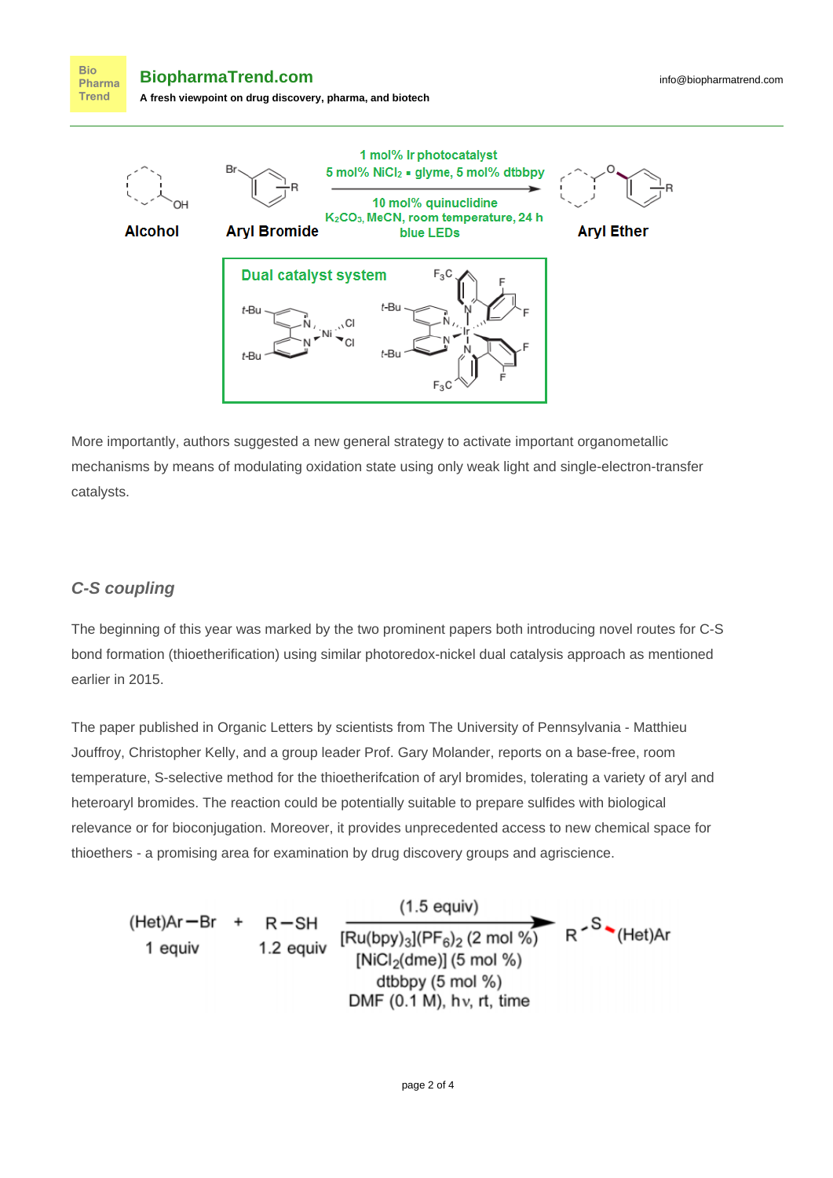More importantly, authors suggested a new general strategy to activate important organometallic mechanisms by means of modulating oxidation state using only weak light and single-electron-transfer catalysts.

### *C-S coupling*

The beginning of this year was marked by the two prominent papers both introducing novel routes for C-S bond formation (thioetherification) using similar photoredox-nickel dual catalysis approach as mentioned earlier in 2015.

The paper published in Organic Letters by scientists from The University of Pennsylvania - Matthieu Jouffroy, Christopher Kelly, and a group leader Prof. Gary Molander, reports on a base-free, room temperature, S-selective method for the thioetherifcation of aryl bromides, tolerating a variety of aryl and heteroaryl bromides. The reaction could be potentially suitable to prepare sulfides with biological relevance or for bioconjugation. Moreover, it provides unprecedented access to new chemical space for thioethers - a promising area for examination by drug discovery groups and agriscience.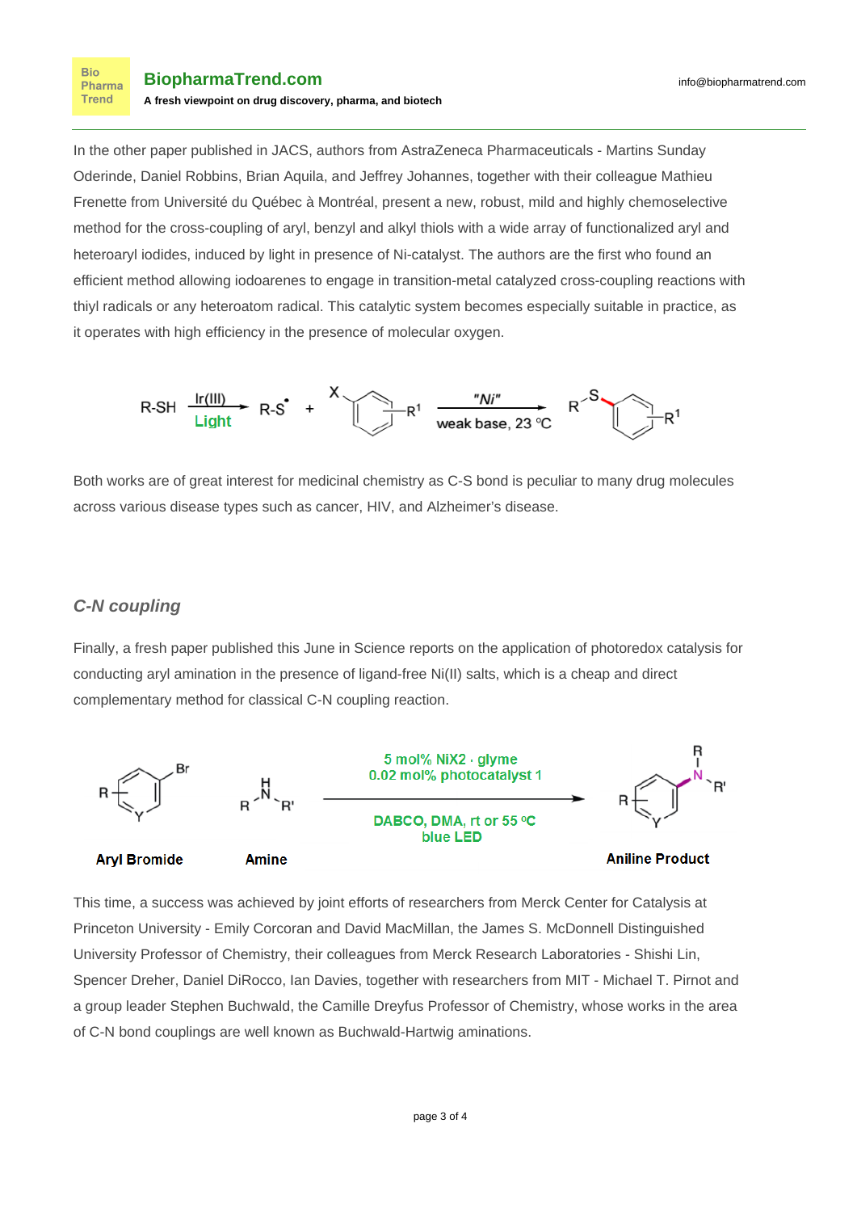In the other paper published in JACS, authors from AstraZeneca Pharmaceuticals - Martins Sunday Oderinde, Daniel Robbins, Brian Aquila, and Jeffrey Johannes, together with their colleague Mathieu Frenette from Université du Québec à Montréal, present a new, robust, mild and highly chemoselective method for the cross-coupling of aryl, benzyl and alkyl thiols with a wide array of functionalized aryl and heteroaryl iodides, induced by light in presence of Ni-catalyst. The authors are the first who found an efficient method allowing iodoarenes to engage in transition-metal catalyzed cross-coupling reactions with thiyl radicals or any heteroatom radical. This catalytic system becomes especially suitable in practice, as it operates with high efficiency in the presence of molecular oxygen.

Both works are of great interest for medicinal chemistry as C-S bond is peculiar to many drug molecules across various disease types such as cancer, HIV, and Alzheimer's disease.

## *C-N coupling*

Finally, a fresh paper published this June in Science reports on the application of photoredox catalysis for conducting aryl amination in the presence of ligand-free Ni(II) salts, which is a cheap and direct complementary method for classical C-N coupling reaction.

This time, a success was achieved by joint efforts of researchers from Merck Center for Catalysis at Princeton University - Emily Corcoran and David MacMillan, the James S. McDonnell Distinguished University Professor of Chemistry, their colleagues from Merck Research Laboratories - Shishi Lin, Spencer Dreher, Daniel DiRocco, Ian Davies, together with researchers from MIT - Michael T. Pirnot and a group leader Stephen Buchwald, the Camille Dreyfus Professor of Chemistry, whose works in the area of C-N bond couplings are well known as Buchwald-Hartwig aminations.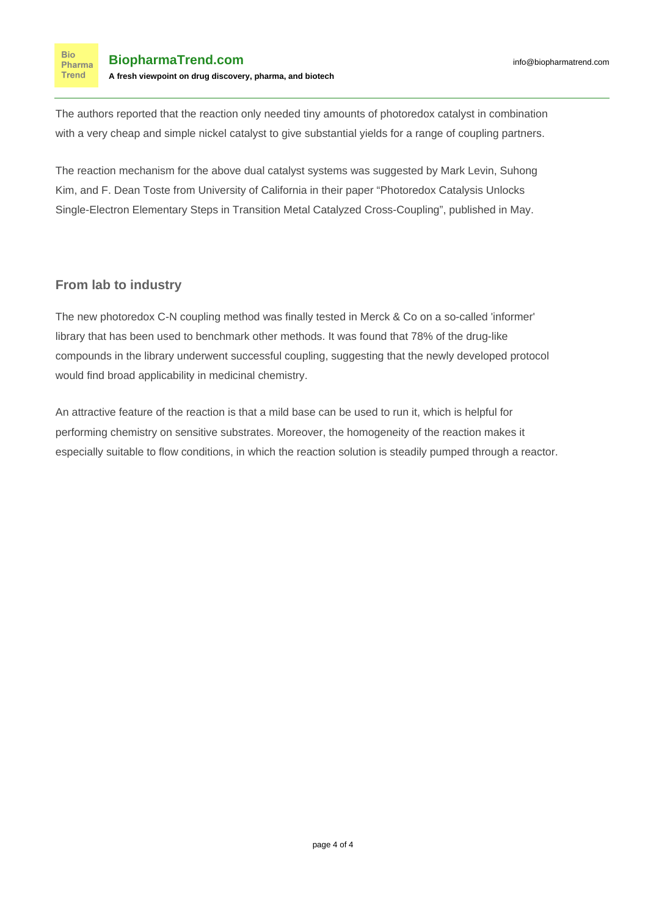The authors reported that the reaction only needed tiny amounts of photoredox catalyst in combination with a very cheap and simple nickel catalyst to give substantial yields for a range of coupling partners.

The reaction mechanism for the above dual catalyst systems was suggested by Mark Levin, Suhong Kim, and F. Dean Toste from University of California in their paper “Photoredox Catalysis Unlocks Single-Electron Elementary Steps in Transition Metal Catalyzed Cross-Coupling”, published in May.

## From lab to industry

The new photoredox C-N coupling method was finally tested in Merck & Co on a so-called 'informer' library that has been used to benchmark other methods. It was found that 78% of the drug-like compounds in the library underwent successful coupling, suggesting that the newly developed protocol would find broad applicability in medicinal chemistry.

An attractive feature of the reaction is that a mild base can be used to run it, which is helpful for performing chemistry on sensitive substrates. Moreover, the homogeneity of the reaction makes it especially suitable to flow conditions, in which the reaction solution is steadily pumped through a reactor.